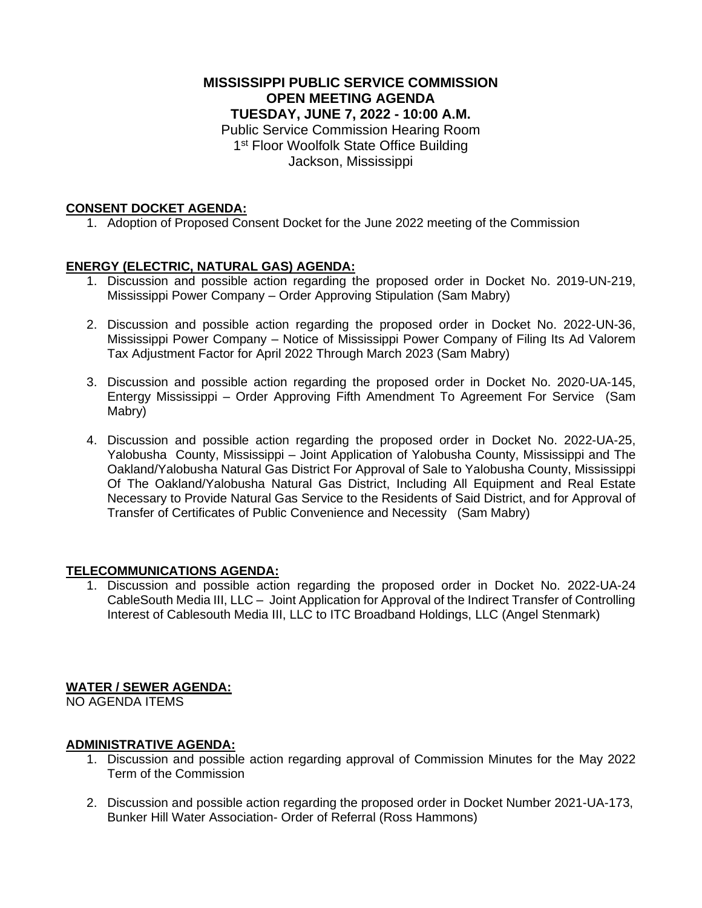# MISSISSIPPI PUBLIC SERVICE COMMISSION
# OPEN MEETING AGENDA
## TUESDAY, JUNE 7, 2022 - 10:00 A.M.

Public Service Commission Hearing Room
1st Floor Woolfolk State Office Building
Jackson, Mississippi

**CONSENT DOCKET AGENDA:**

1. Adoption of Proposed Consent Docket for the June 2022 meeting of the Commission

**ENERGY (ELECTRIC, NATURAL GAS) AGENDA:**

1. Discussion and possible action regarding the proposed order in Docket No. 2019-UN-219, Mississippi Power Company – Order Approving Stipulation (Sam Mabry)

2. Discussion and possible action regarding the proposed order in Docket No. 2022-UN-36, Mississippi Power Company – Notice of Mississippi Power Company of Filing Its Ad Valorem Tax Adjustment Factor for April 2022 Through March 2023 (Sam Mabry)

3. Discussion and possible action regarding the proposed order in Docket No. 2020-UA-145, Entergy Mississippi – Order Approving Fifth Amendment To Agreement For Service (Sam Mabry)

4. Discussion and possible action regarding the proposed order in Docket No. 2022-UA-25, Yalobusha County, Mississippi – Joint Application of Yalobusha County, Mississippi and The Oakland/Yalobusha Natural Gas District For Approval of Sale to Yalobusha County, Mississippi Of The Oakland/Yalobusha Natural Gas District, Including All Equipment and Real Estate Necessary to Provide Natural Gas Service to the Residents of Said District, and for Approval of Transfer of Certificates of Public Convenience and Necessity (Sam Mabry)

**TELECOMMUNICATIONS AGENDA:**

1. Discussion and possible action regarding the proposed order in Docket No. 2022-UA-24 CableSouth Media III, LLC – Joint Application for Approval of the Indirect Transfer of Controlling Interest of Cablesouth Media III, LLC to ITC Broadband Holdings, LLC (Angel Stenmark)

**WATER / SEWER AGENDA:**

NO AGENDA ITEMS

**ADMINISTRATIVE AGENDA:**

1. Discussion and possible action regarding approval of Commission Minutes for the May 2022 Term of the Commission

2. Discussion and possible action regarding the proposed order in Docket Number 2021-UA-173, Bunker Hill Water Association- Order of Referral (Ross Hammons)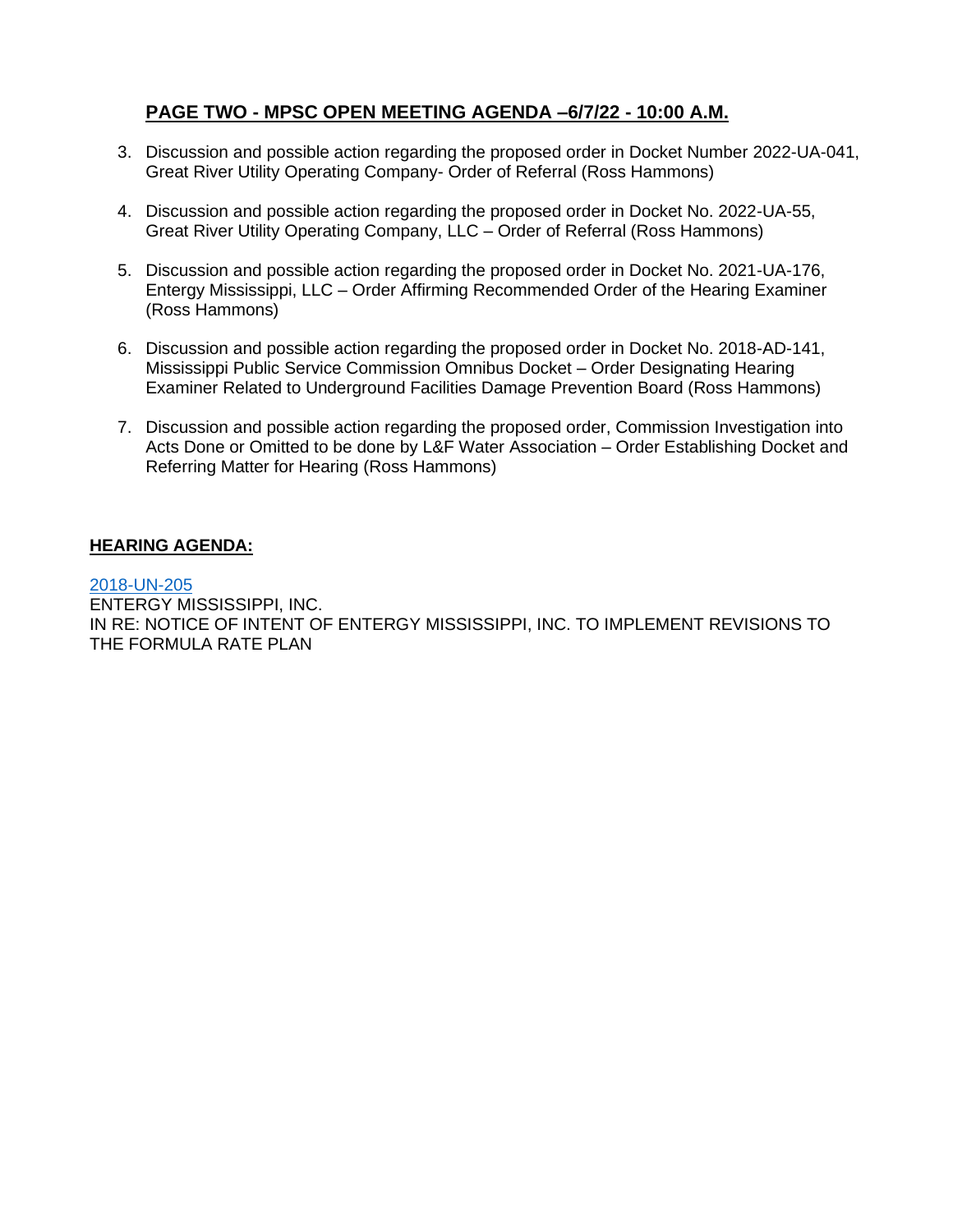## PAGE TWO - MPSC OPEN MEETING AGENDA –6/7/22 - 10:00 A.M.

3. Discussion and possible action regarding the proposed order in Docket Number 2022-UA-041, Great River Utility Operating Company- Order of Referral (Ross Hammons)

4. Discussion and possible action regarding the proposed order in Docket No. 2022-UA-55, Great River Utility Operating Company, LLC – Order of Referral (Ross Hammons)

5. Discussion and possible action regarding the proposed order in Docket No. 2021-UA-176, Entergy Mississippi, LLC – Order Affirming Recommended Order of the Hearing Examiner (Ross Hammons)

6. Discussion and possible action regarding the proposed order in Docket No. 2018-AD-141, Mississippi Public Service Commission Omnibus Docket – Order Designating Hearing Examiner Related to Underground Facilities Damage Prevention Board (Ross Hammons)

7. Discussion and possible action regarding the proposed order, Commission Investigation into Acts Done or Omitted to be done by L&F Water Association – Order Establishing Docket and Referring Matter for Hearing (Ross Hammons)

**HEARING AGENDA:**

2018-UN-205
ENTERGY MISSISSIPPI, INC.
IN RE: NOTICE OF INTENT OF ENTERGY MISSISSIPPI, INC. TO IMPLEMENT REVISIONS TO THE FORMULA RATE PLAN